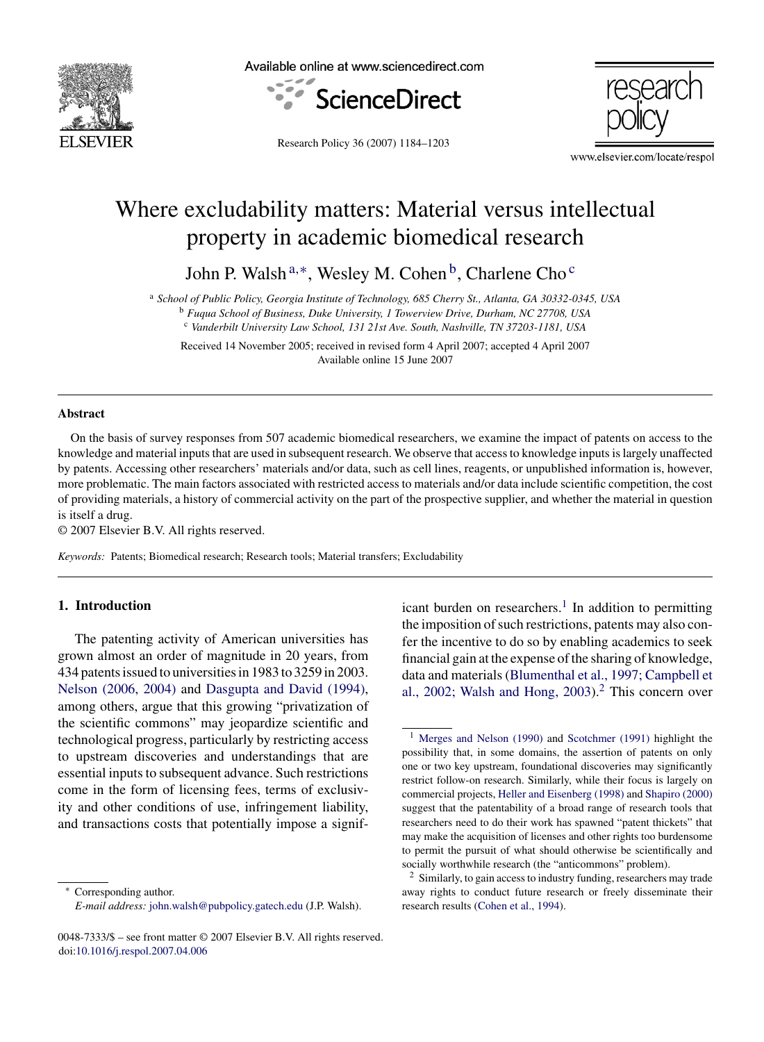# Where excludability matters: Material versus intellectual property in academic biomedical research

John P. Walsh[a,*], Wesley M. Cohen[b], Charlene Cho[c]

[a] *School of Public Policy, Georgia Institute of Technology, 685 Cherry St., Atlanta, GA 30332-0345, USA*
[b] *Fuqua School of Business, Duke University, 1 Towerview Drive, Durham, NC 27708, USA*
[c] *Vanderbilt University Law School, 131 21st Ave. South, Nashville, TN 37203-1181, USA*

Received 14 November 2005; received in revised form 4 April 2007; accepted 4 April 2007
Available online 15 June 2007

## Abstract

On the basis of survey responses from 507 academic biomedical researchers, we examine the impact of patents on access to the knowledge and material inputs that are used in subsequent research. We observe that access to knowledge inputs is largely unaffected by patents. Accessing other researchers' materials and/or data, such as cell lines, reagents, or unpublished information is, however, more problematic. The main factors associated with restricted access to materials and/or data include scientific competition, the cost of providing materials, a history of commercial activity on the part of the prospective supplier, and whether the material in question is itself a drug.

© 2007 Elsevier B.V. All rights reserved.

*Keywords:* Patents; Biomedical research; Research tools; Material transfers; Excludability

## 1. Introduction

The patenting activity of American universities has grown almost an order of magnitude in 20 years, from 434 patents issued to universities in 1983 to 3259 in 2003. Nelson (2006, 2004) and Dasgupta and David (1994), among others, argue that this growing "privatization of the scientific commons" may jeopardize scientific and technological progress, particularly by restricting access to upstream discoveries and understandings that are essential inputs to subsequent advance. Such restrictions come in the form of licensing fees, terms of exclusivity and other conditions of use, infringement liability, and transactions costs that potentially impose a significant burden on researchers.[1] In addition to permitting the imposition of such restrictions, patents may also confer the incentive to do so by enabling academics to seek financial gain at the expense of the sharing of knowledge, data and materials (Blumenthal et al., 1997; Campbell et al., 2002; Walsh and Hong, 2003).[2] This concern over

[1] Merges and Nelson (1990) and Scotchmer (1991) highlight the possibility that, in some domains, the assertion of patents on only one or two key upstream, foundational discoveries may significantly restrict follow-on research. Similarly, while their focus is largely on commercial projects, Heller and Eisenberg (1998) and Shapiro (2000) suggest that the patentability of a broad range of research tools that researchers need to do their work has spawned "patent thickets" that may make the acquisition of licenses and other rights too burdensome to permit the pursuit of what should otherwise be scientifically and socially worthwhile research (the "anticommons" problem).

[2] Similarly, to gain access to industry funding, researchers may trade away rights to conduct future research or freely disseminate their research results (Cohen et al., 1994).

* Corresponding author.
*E-mail address:* john.walsh@pubpolicy.gatech.edu (J.P. Walsh).

0048-7333/$ – see front matter © 2007 Elsevier B.V. All rights reserved.
doi:10.1016/j.respol.2007.04.006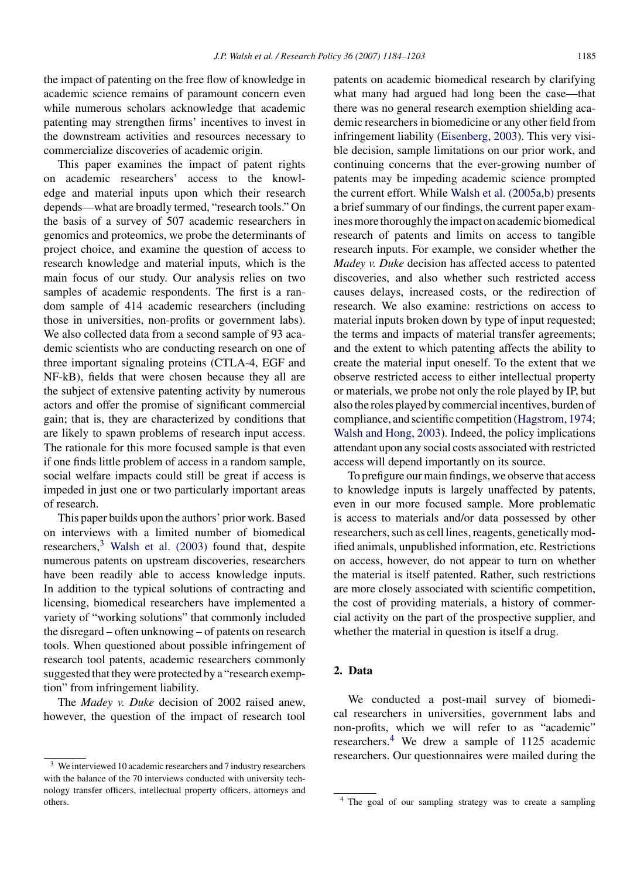the impact of patenting on the free flow of knowledge in academic science remains of paramount concern even while numerous scholars acknowledge that academic patenting may strengthen firms' incentives to invest in the downstream activities and resources necessary to commercialize discoveries of academic origin.

This paper examines the impact of patent rights on academic researchers' access to the knowledge and material inputs upon which their research depends—what are broadly termed, "research tools." On the basis of a survey of 507 academic researchers in genomics and proteomics, we probe the determinants of project choice, and examine the question of access to research knowledge and material inputs, which is the main focus of our study. Our analysis relies on two samples of academic respondents. The first is a random sample of 414 academic researchers (including those in universities, non-profits or government labs). We also collected data from a second sample of 93 academic scientists who are conducting research on one of three important signaling proteins (CTLA-4, EGF and NF-kB), fields that were chosen because they all are the subject of extensive patenting activity by numerous actors and offer the promise of significant commercial gain; that is, they are characterized by conditions that are likely to spawn problems of research input access. The rationale for this more focused sample is that even if one finds little problem of access in a random sample, social welfare impacts could still be great if access is impeded in just one or two particularly important areas of research.

This paper builds upon the authors' prior work. Based on interviews with a limited number of biomedical researchers,[3] Walsh et al. (2003) found that, despite numerous patents on upstream discoveries, researchers have been readily able to access knowledge inputs. In addition to the typical solutions of contracting and licensing, biomedical researchers have implemented a variety of "working solutions" that commonly included the disregard – often unknowing – of patents on research tools. When questioned about possible infringement of research tool patents, academic researchers commonly suggested that they were protected by a "research exemption" from infringement liability.

The *Madey v. Duke* decision of 2002 raised anew, however, the question of the impact of research tool patents on academic biomedical research by clarifying what many had argued had long been the case—that there was no general research exemption shielding academic researchers in biomedicine or any other field from infringement liability (Eisenberg, 2003). This very visible decision, sample limitations on our prior work, and continuing concerns that the ever-growing number of patents may be impeding academic science prompted the current effort. While Walsh et al. (2005a,b) presents a brief summary of our findings, the current paper examines more thoroughly the impact on academic biomedical research of patents and limits on access to tangible research inputs. For example, we consider whether the *Madey v. Duke* decision has affected access to patented discoveries, and also whether such restricted access causes delays, increased costs, or the redirection of research. We also examine: restrictions on access to material inputs broken down by type of input requested; the terms and impacts of material transfer agreements; and the extent to which patenting affects the ability to create the material input oneself. To the extent that we observe restricted access to either intellectual property or materials, we probe not only the role played by IP, but also the roles played by commercial incentives, burden of compliance, and scientific competition (Hagstrom, 1974; Walsh and Hong, 2003). Indeed, the policy implications attendant upon any social costs associated with restricted access will depend importantly on its source.

To prefigure our main findings, we observe that access to knowledge inputs is largely unaffected by patents, even in our more focused sample. More problematic is access to materials and/or data possessed by other researchers, such as cell lines, reagents, genetically modified animals, unpublished information, etc. Restrictions on access, however, do not appear to turn on whether the material is itself patented. Rather, such restrictions are more closely associated with scientific competition, the cost of providing materials, a history of commercial activity on the part of the prospective supplier, and whether the material in question is itself a drug.

## 2. Data

We conducted a post-mail survey of biomedical researchers in universities, government labs and non-profits, which we will refer to as "academic" researchers.[4] We drew a sample of 1125 academic researchers. Our questionnaires were mailed during the

[3] We interviewed 10 academic researchers and 7 industry researchers with the balance of the 70 interviews conducted with university technology transfer officers, intellectual property officers, attorneys and others.

[4] The goal of our sampling strategy was to create a sampling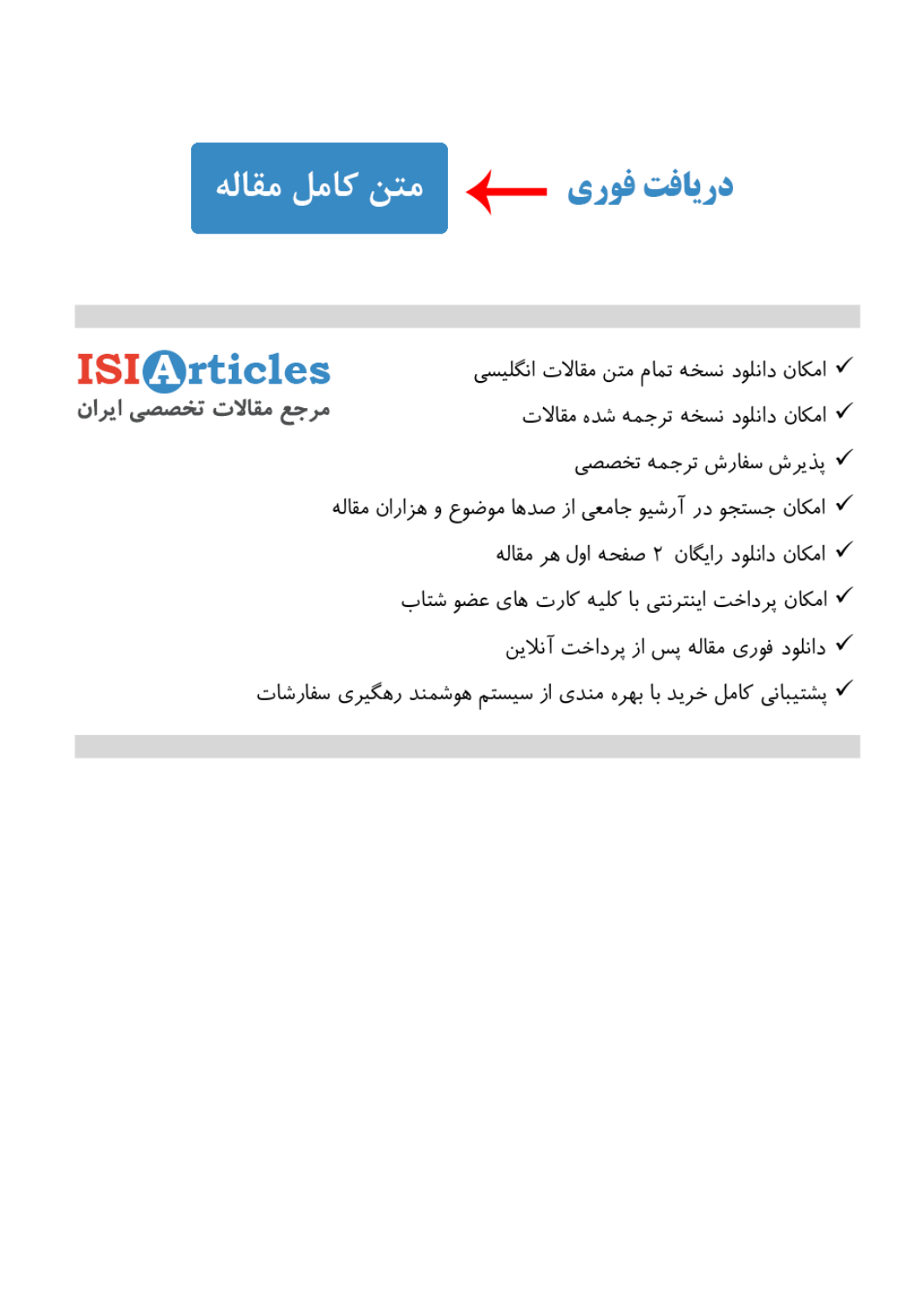دریافت فوری ← متن کامل مقاله

ISIArticles
مرجع مقالات تخصصی ایران

- ✓ امکان دانلود نسخه تمام متن مقالات انگلیسی
- ✓ امکان دانلود نسخه ترجمه شده مقالات
- ✓ پذیرش سفارش ترجمه تخصصی
- ✓ امکان جستجو در آرشیو جامعی از صدها موضوع و هزاران مقاله
- ✓ امکان دانلود رایگان ۲ صفحه اول هر مقاله
- ✓ امکان پرداخت اینترنتی با کلیه کارت های عضو شتاب
- ✓ دانلود فوری مقاله پس از پرداخت آنلاین
- ✓ پشتیبانی کامل خرید با بهره مندی از سیستم هوشمند رهگیری سفارشات